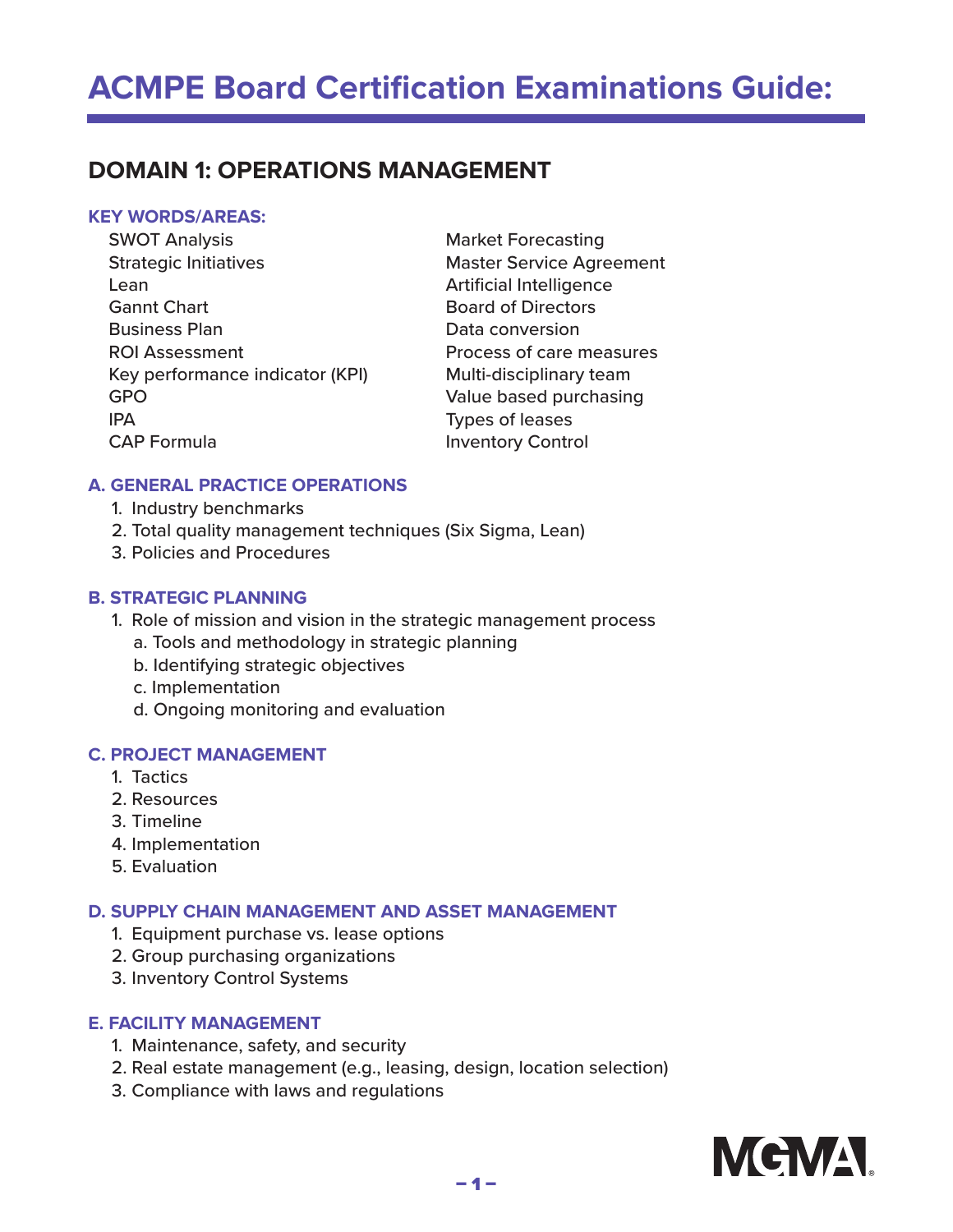# ACMPE Board Certification Examinations Guide:

## DOMAIN 1: OPERATIONS MANAGEMENT

### KEY WORDS/AREAS:

- SWOT Analysis
- Strategic Initiatives
- Lean
- Gannt Chart
- Business Plan
- ROI Assessment
- Key performance indicator (KPI)
- GPO
- IPA
- CAP Formula
- Market Forecasting
- Master Service Agreement
- Artificial Intelligence
- Board of Directors
- Data conversion
- Process of care measures
- Multi-disciplinary team
- Value based purchasing
- Types of leases
- Inventory Control

### A. GENERAL PRACTICE OPERATIONS

1. Industry benchmarks
2. Total quality management techniques (Six Sigma, Lean)
3. Policies and Procedures

### B. STRATEGIC PLANNING

1. Role of mission and vision in the strategic management process
   a. Tools and methodology in strategic planning
   b. Identifying strategic objectives
   c. Implementation
   d. Ongoing monitoring and evaluation

### C. PROJECT MANAGEMENT

1. Tactics
2. Resources
3. Timeline
4. Implementation
5. Evaluation

### D. SUPPLY CHAIN MANAGEMENT AND ASSET MANAGEMENT

1. Equipment purchase vs. lease options
2. Group purchasing organizations
3. Inventory Control Systems

### E. FACILITY MANAGEMENT

1. Maintenance, safety, and security
2. Real estate management (e.g., leasing, design, location selection)
3. Compliance with laws and regulations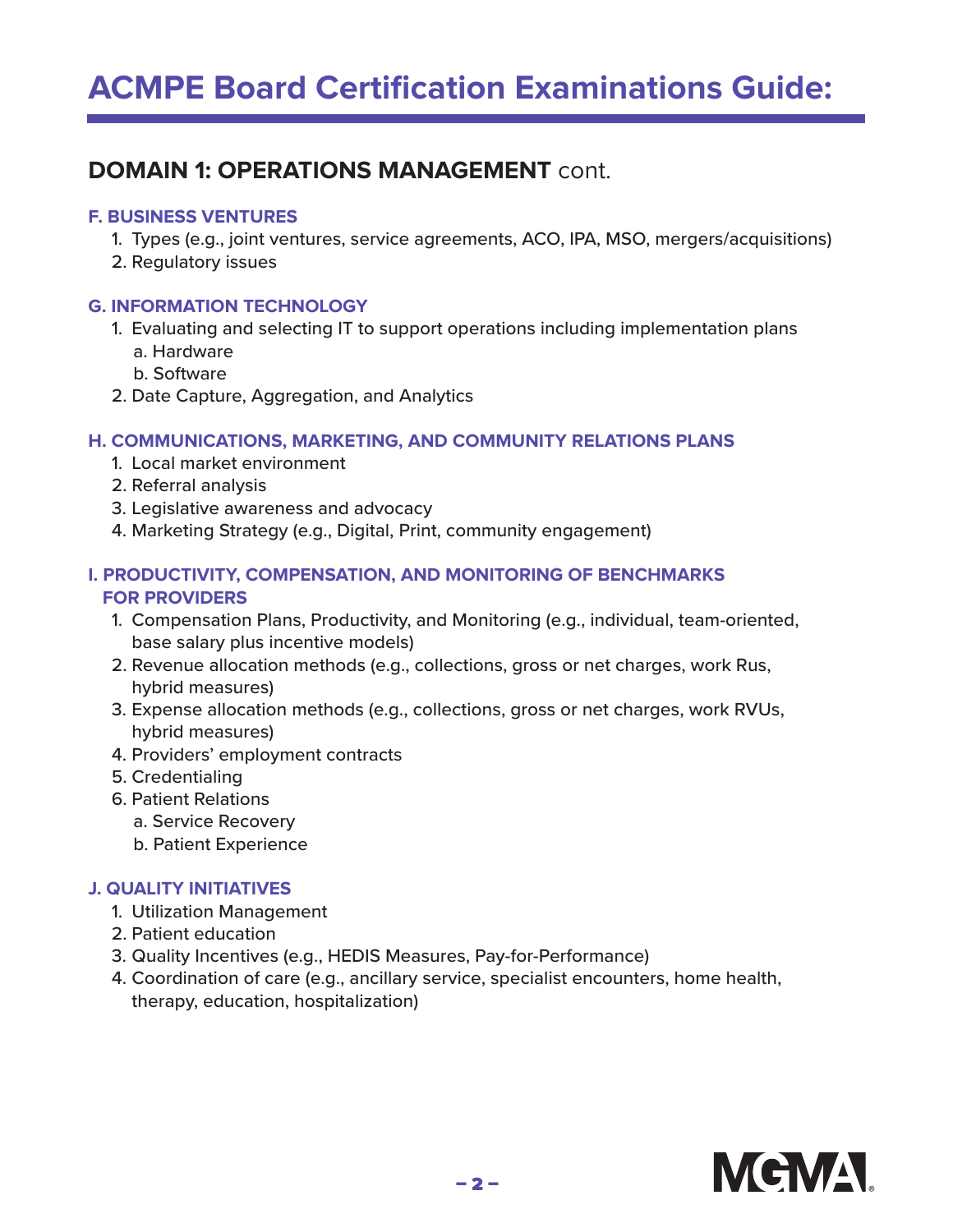# ACMPE Board Certification Examinations Guide:

## DOMAIN 1: OPERATIONS MANAGEMENT cont.

### F. BUSINESS VENTURES

1. Types (e.g., joint ventures, service agreements, ACO, IPA, MSO, mergers/acquisitions)
2. Regulatory issues

### G. INFORMATION TECHNOLOGY

1. Evaluating and selecting IT to support operations including implementation plans
   a. Hardware
   b. Software
2. Date Capture, Aggregation, and Analytics

### H. COMMUNICATIONS, MARKETING, AND COMMUNITY RELATIONS PLANS

1. Local market environment
2. Referral analysis
3. Legislative awareness and advocacy
4. Marketing Strategy (e.g., Digital, Print, community engagement)

### I. PRODUCTIVITY, COMPENSATION, AND MONITORING OF BENCHMARKS FOR PROVIDERS

1. Compensation Plans, Productivity, and Monitoring (e.g., individual, team-oriented, base salary plus incentive models)
2. Revenue allocation methods (e.g., collections, gross or net charges, work Rus, hybrid measures)
3. Expense allocation methods (e.g., collections, gross or net charges, work RVUs, hybrid measures)
4. Providers' employment contracts
5. Credentialing
6. Patient Relations
   a. Service Recovery
   b. Patient Experience

### J. QUALITY INITIATIVES

1. Utilization Management
2. Patient education
3. Quality Incentives (e.g., HEDIS Measures, Pay-for-Performance)
4. Coordination of care (e.g., ancillary service, specialist encounters, home health, therapy, education, hospitalization)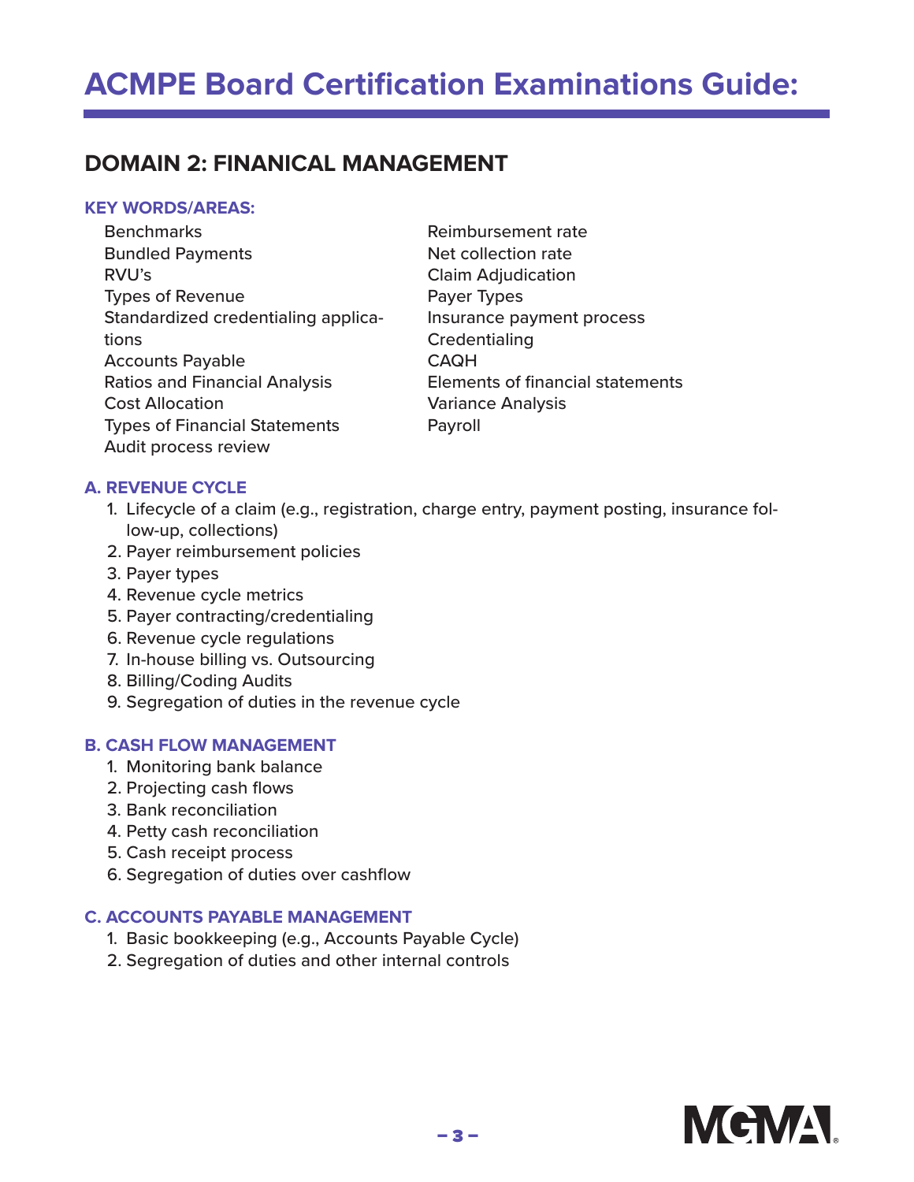# ACMPE Board Certification Examinations Guide:

## DOMAIN 2: FINANICAL MANAGEMENT

### KEY WORDS/AREAS:

- Benchmarks
- Bundled Payments
- RVU's
- Types of Revenue
- Standardized credentialing applications
- Accounts Payable
- Ratios and Financial Analysis
- Cost Allocation
- Types of Financial Statements
- Audit process review
- Reimbursement rate
- Net collection rate
- Claim Adjudication
- Payer Types
- Insurance payment process
- Credentialing
- CAQH
- Elements of financial statements
- Variance Analysis
- Payroll

### A. REVENUE CYCLE

1. Lifecycle of a claim (e.g., registration, charge entry, payment posting, insurance follow-up, collections)
2. Payer reimbursement policies
3. Payer types
4. Revenue cycle metrics
5. Payer contracting/credentialing
6. Revenue cycle regulations
7. In-house billing vs. Outsourcing
8. Billing/Coding Audits
9. Segregation of duties in the revenue cycle

### B. CASH FLOW MANAGEMENT

1. Monitoring bank balance
2. Projecting cash flows
3. Bank reconciliation
4. Petty cash reconciliation
5. Cash receipt process
6. Segregation of duties over cashflow

### C. ACCOUNTS PAYABLE MANAGEMENT

1. Basic bookkeeping (e.g., Accounts Payable Cycle)
2. Segregation of duties and other internal controls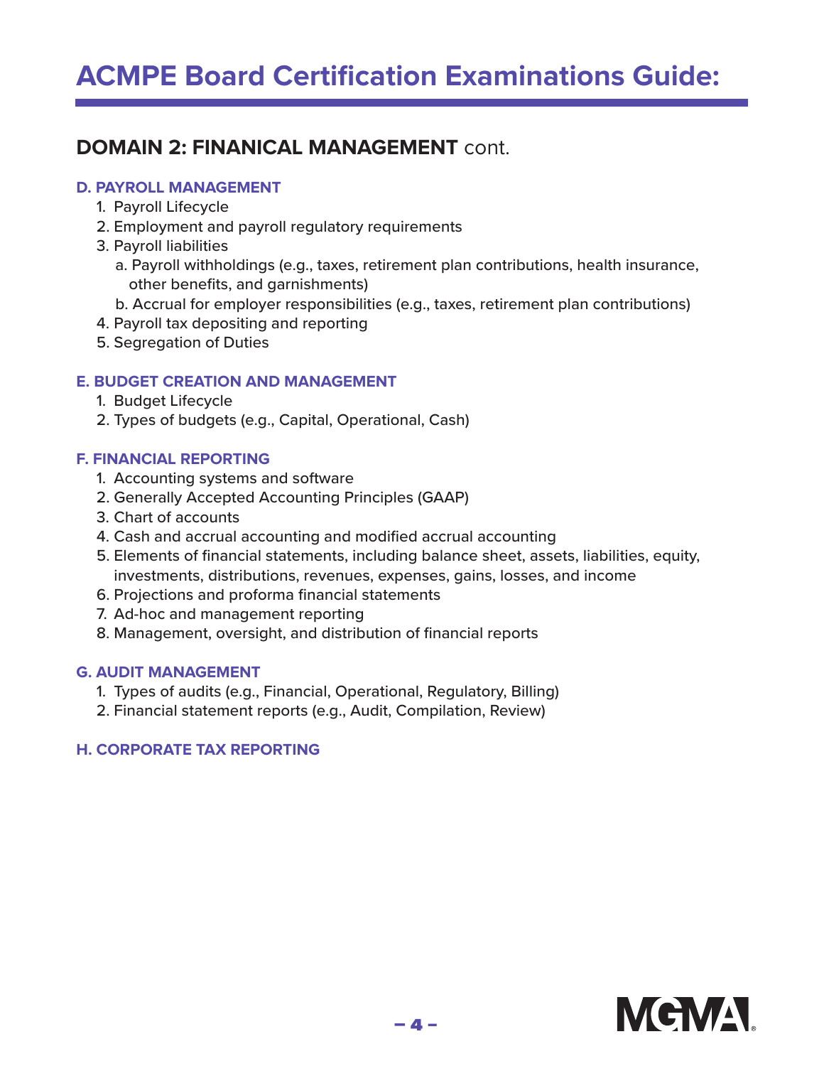# ACMPE Board Certification Examinations Guide:

## DOMAIN 2: FINANICAL MANAGEMENT cont.

### D. PAYROLL MANAGEMENT

1. Payroll Lifecycle
2. Employment and payroll regulatory requirements
3. Payroll liabilities
   a. Payroll withholdings (e.g., taxes, retirement plan contributions, health insurance, other benefits, and garnishments)
   b. Accrual for employer responsibilities (e.g., taxes, retirement plan contributions)
4. Payroll tax depositing and reporting
5. Segregation of Duties

### E. BUDGET CREATION AND MANAGEMENT

1. Budget Lifecycle
2. Types of budgets (e.g., Capital, Operational, Cash)

### F. FINANCIAL REPORTING

1. Accounting systems and software
2. Generally Accepted Accounting Principles (GAAP)
3. Chart of accounts
4. Cash and accrual accounting and modified accrual accounting
5. Elements of financial statements, including balance sheet, assets, liabilities, equity, investments, distributions, revenues, expenses, gains, losses, and income
6. Projections and proforma financial statements
7. Ad-hoc and management reporting
8. Management, oversight, and distribution of financial reports

### G. AUDIT MANAGEMENT

1. Types of audits (e.g., Financial, Operational, Regulatory, Billing)
2. Financial statement reports (e.g., Audit, Compilation, Review)

### H. CORPORATE TAX REPORTING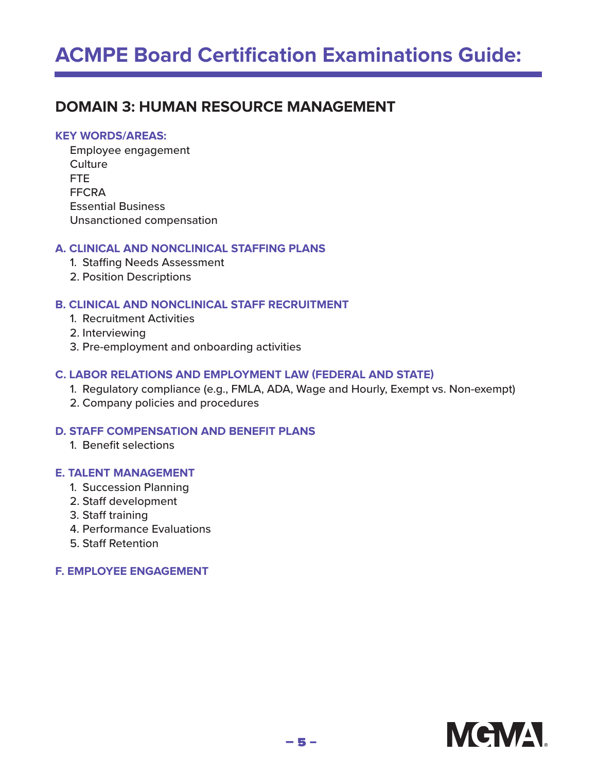# ACMPE Board Certification Examinations Guide:

## DOMAIN 3: HUMAN RESOURCE MANAGEMENT

### KEY WORDS/AREAS:

Employee engagement
Culture
FTE
FFCRA
Essential Business
Unsanctioned compensation

### A. CLINICAL AND NONCLINICAL STAFFING PLANS

1. Staffing Needs Assessment
2. Position Descriptions

### B. CLINICAL AND NONCLINICAL STAFF RECRUITMENT

1. Recruitment Activities
2. Interviewing
3. Pre-employment and onboarding activities

### C. LABOR RELATIONS AND EMPLOYMENT LAW (FEDERAL AND STATE)

1. Regulatory compliance (e.g., FMLA, ADA, Wage and Hourly, Exempt vs. Non-exempt)
2. Company policies and procedures

### D. STAFF COMPENSATION AND BENEFIT PLANS

1. Benefit selections

### E. TALENT MANAGEMENT

1. Succession Planning
2. Staff development
3. Staff training
4. Performance Evaluations
5. Staff Retention

### F. EMPLOYEE ENGAGEMENT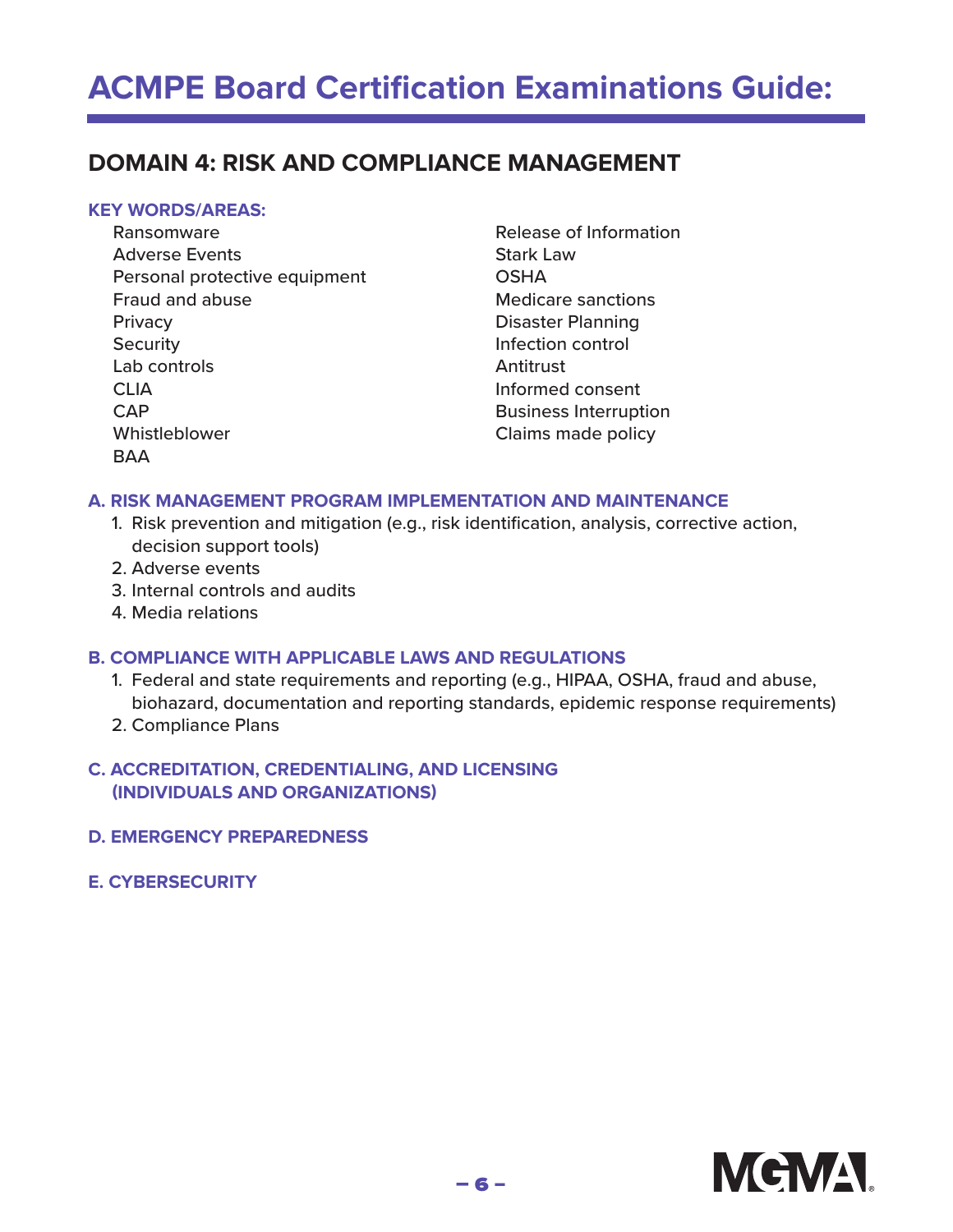# ACMPE Board Certification Examinations Guide:

## DOMAIN 4: RISK AND COMPLIANCE MANAGEMENT

### KEY WORDS/AREAS:

- Ransomware
- Adverse Events
- Personal protective equipment
- Fraud and abuse
- Privacy
- Security
- Lab controls
- CLIA
- CAP
- Whistleblower
- BAA
- Release of Information
- Stark Law
- OSHA
- Medicare sanctions
- Disaster Planning
- Infection control
- Antitrust
- Informed consent
- Business Interruption
- Claims made policy

### A. RISK MANAGEMENT PROGRAM IMPLEMENTATION AND MAINTENANCE

1. Risk prevention and mitigation (e.g., risk identification, analysis, corrective action, decision support tools)
2. Adverse events
3. Internal controls and audits
4. Media relations

### B. COMPLIANCE WITH APPLICABLE LAWS AND REGULATIONS

1. Federal and state requirements and reporting (e.g., HIPAA, OSHA, fraud and abuse, biohazard, documentation and reporting standards, epidemic response requirements)
2. Compliance Plans

### C. ACCREDITATION, CREDENTIALING, AND LICENSING (INDIVIDUALS AND ORGANIZATIONS)

### D. EMERGENCY PREPAREDNESS

### E. CYBERSECURITY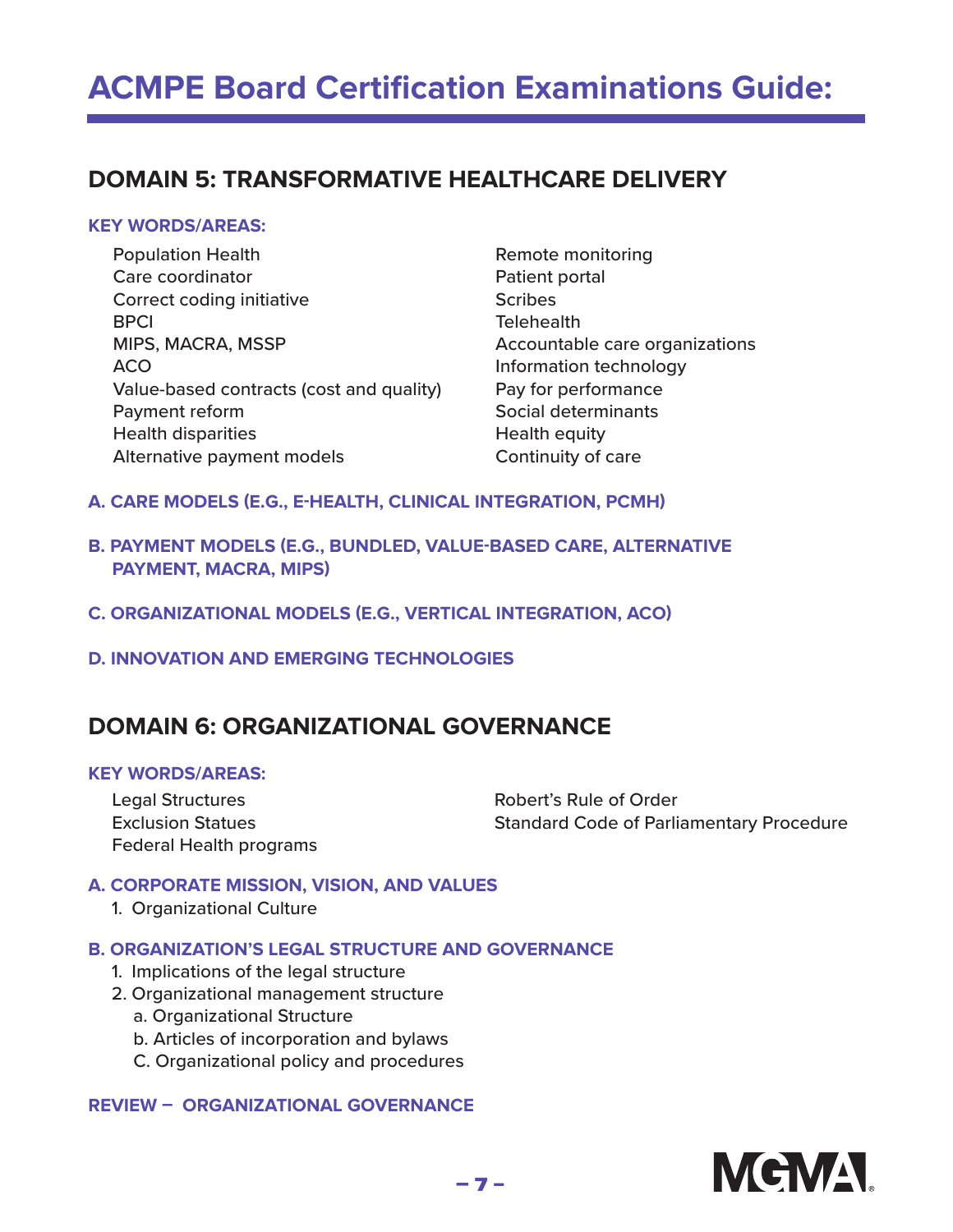# ACMPE Board Certification Examinations Guide:

## DOMAIN 5: TRANSFORMATIVE HEALTHCARE DELIVERY

### KEY WORDS/AREAS:

- Population Health
- Care coordinator
- Correct coding initiative
- BPCI
- MIPS, MACRA, MSSP
- ACO
- Value-based contracts (cost and quality)
- Payment reform
- Health disparities
- Alternative payment models
- Remote monitoring
- Patient portal
- Scribes
- Telehealth
- Accountable care organizations
- Information technology
- Pay for performance
- Social determinants
- Health equity
- Continuity of care

### A. CARE MODELS (E.G., E-HEALTH, CLINICAL INTEGRATION, PCMH)

### B. PAYMENT MODELS (E.G., BUNDLED, VALUE-BASED CARE, ALTERNATIVE PAYMENT, MACRA, MIPS)

### C. ORGANIZATIONAL MODELS (E.G., VERTICAL INTEGRATION, ACO)

### D. INNOVATION AND EMERGING TECHNOLOGIES

## DOMAIN 6: ORGANIZATIONAL GOVERNANCE

### KEY WORDS/AREAS:

- Legal Structures
- Exclusion Statues
- Federal Health programs
- Robert's Rule of Order
- Standard Code of Parliamentary Procedure

### A. CORPORATE MISSION, VISION, AND VALUES

1. Organizational Culture

### B. ORGANIZATION'S LEGAL STRUCTURE AND GOVERNANCE

1. Implications of the legal structure
2. Organizational management structure
   a. Organizational Structure
   b. Articles of incorporation and bylaws
   C. Organizational policy and procedures

### REVIEW – ORGANIZATIONAL GOVERNANCE